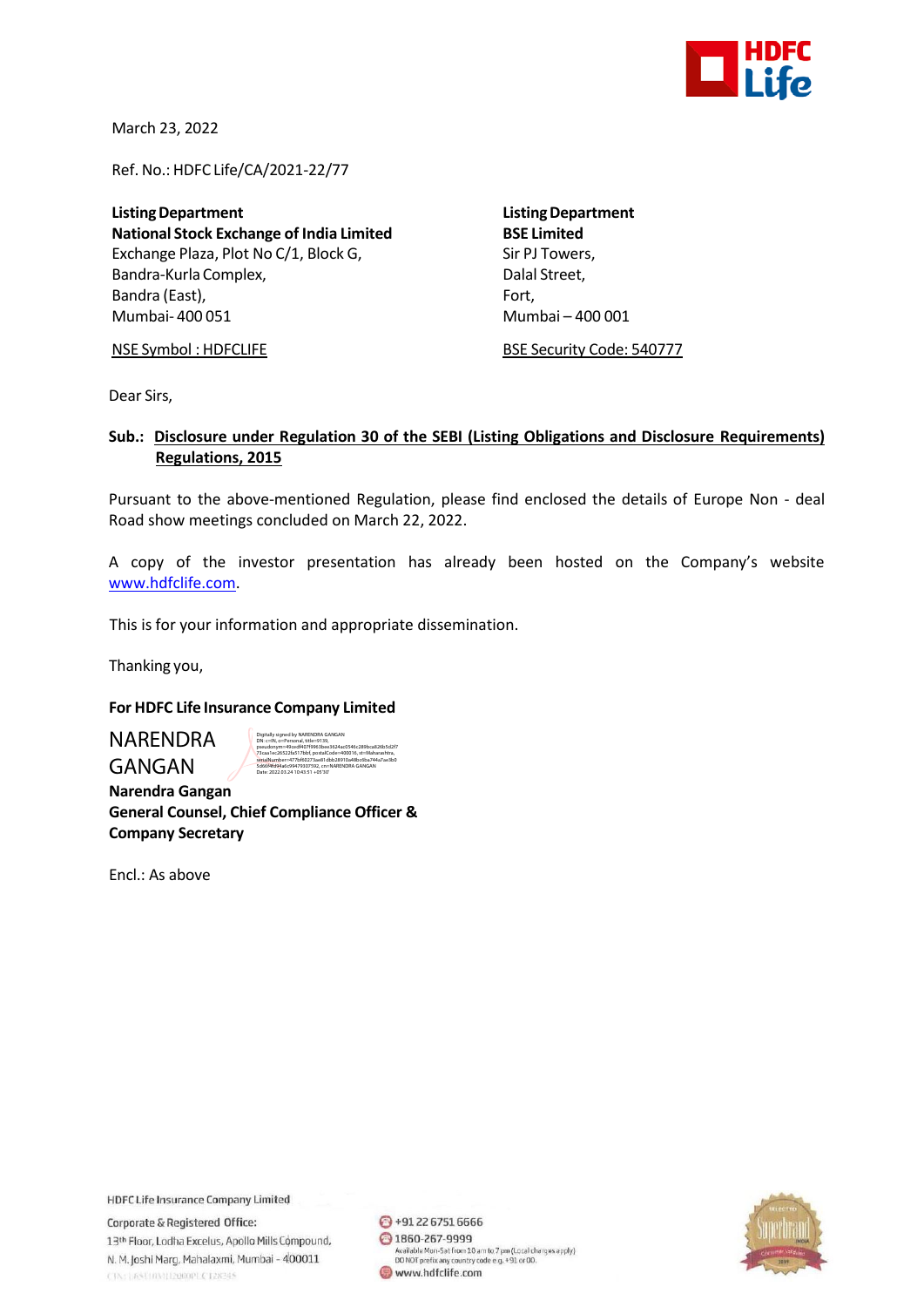March 23, 2022

Ref. No.: HDFC Life/CA/2021-22/77

**Listing Department**
**National Stock Exchange of India Limited**
Exchange Plaza, Plot No C/1, Block G,
Bandra-Kurla Complex,
Bandra (East),
Mumbai- 400 051

NSE Symbol : HDFCLIFE

**Listing Department**
**BSE Limited**
Sir PJ Towers,
Dalal Street,
Fort,
Mumbai – 400 001

BSE Security Code: 540777

Dear Sirs,

**Sub.: Disclosure under Regulation 30 of the SEBI (Listing Obligations and Disclosure Requirements) Regulations, 2015**

Pursuant to the above-mentioned Regulation, please find enclosed the details of Europe Non - deal Road show meetings concluded on March 22, 2022.

A copy of the investor presentation has already been hosted on the Company's website www.hdfclife.com.

This is for your information and appropriate dissemination.

Thanking you,

**For HDFC Life Insurance Company Limited**

NARENDRA GANGAN

**Narendra Gangan**
**General Counsel, Chief Compliance Officer & Company Secretary**

Encl.: As above

HDFC Life Insurance Company Limited

Corporate & Registered Office:
13th Floor, Lodha Excelus, Apollo Mills Compound,
N. M. Joshi Marg, Mahalaxmi, Mumbai - 400011

+91 22 6751 6666
1860-267-9999
Available Mon-Sat from 10 am to 7 pm (Local charges apply)
DO NOT prefix any country code e.g. +91 or 00.
www.hdfclife.com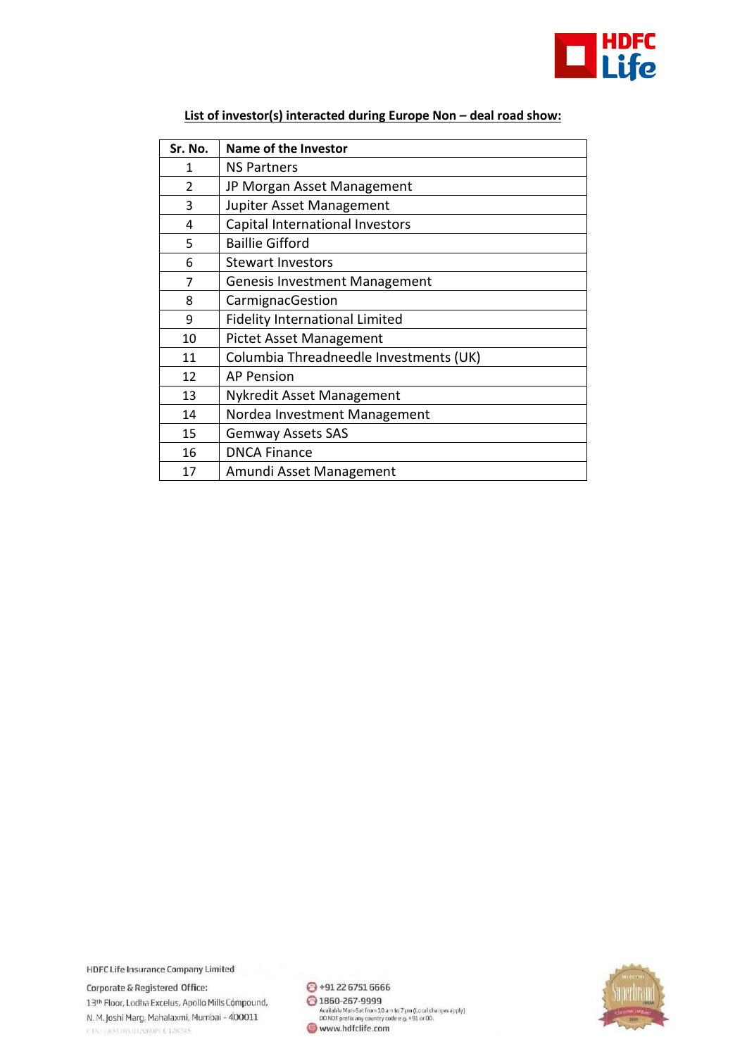**List of investor(s) interacted during Europe Non – deal road show:**

| Sr. No. | Name of the Investor |
|---|---|
| 1 | NS Partners |
| 2 | JP Morgan Asset Management |
| 3 | Jupiter Asset Management |
| 4 | Capital International Investors |
| 5 | Baillie Gifford |
| 6 | Stewart Investors |
| 7 | Genesis Investment Management |
| 8 | CarmignacGestion |
| 9 | Fidelity International Limited |
| 10 | Pictet Asset Management |
| 11 | Columbia Threadneedle Investments (UK) |
| 12 | AP Pension |
| 13 | Nykredit Asset Management |
| 14 | Nordea Investment Management |
| 15 | Gemway Assets SAS |
| 16 | DNCA Finance |
| 17 | Amundi Asset Management |